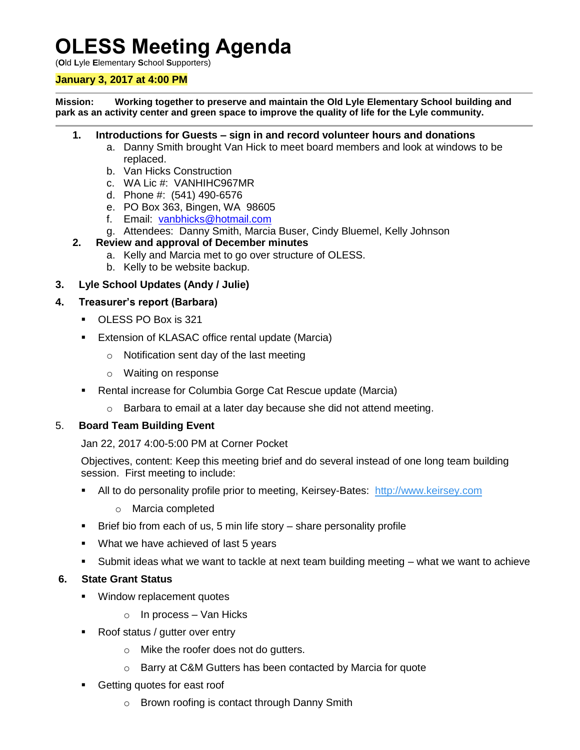# OLESS Meeting Agenda

(**O**ld **L**yle **E**lementary **S**chool **S**upporters)

**January 3, 2017 at 4:00 PM**

---

**Mission: Working together to preserve and maintain the Old Lyle Elementary School building and park as an activity center and green space to improve the quality of life for the Lyle community.**

---

1. **Introductions for Guests – sign in and record volunteer hours and donations**
   a. Danny Smith brought Van Hick to meet board members and look at windows to be replaced.
   b. Van Hicks Construction
   c. WA Lic #: VANHIHC967MR
   d. Phone #: (541) 490-6576
   e. PO Box 363, Bingen, WA 98605
   f. Email: vanbhicks@hotmail.com
   g. Attendees: Danny Smith, Marcia Buser, Cindy Bluemel, Kelly Johnson
2. **Review and approval of December minutes**
   a. Kelly and Marcia met to go over structure of OLESS.
   b. Kelly to be website backup.
3. **Lyle School Updates (Andy / Julie)**
4. **Treasurer's report (Barbara)**
   - OLESS PO Box is 321
   - Extension of KLASAC office rental update (Marcia)
     - Notification sent day of the last meeting
     - Waiting on response
   - Rental increase for Columbia Gorge Cat Rescue update (Marcia)
     - Barbara to email at a later day because she did not attend meeting.
5. **Board Team Building Event**

   Jan 22, 2017 4:00-5:00 PM at Corner Pocket

   Objectives, content: Keep this meeting brief and do several instead of one long team building session. First meeting to include:
   - All to do personality profile prior to meeting, Keirsey-Bates: http://www.keirsey.com
     - Marcia completed
   - Brief bio from each of us, 5 min life story – share personality profile
   - What we have achieved of last 5 years
   - Submit ideas what we want to tackle at next team building meeting – what we want to achieve
6. **State Grant Status**
   - Window replacement quotes
     - In process – Van Hicks
   - Roof status / gutter over entry
     - Mike the roofer does not do gutters.
     - Barry at C&M Gutters has been contacted by Marcia for quote
   - Getting quotes for east roof
     - Brown roofing is contact through Danny Smith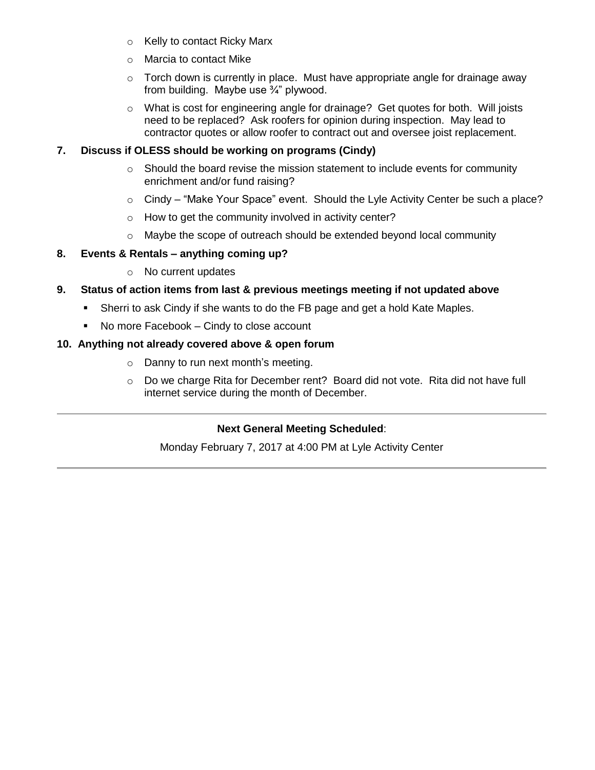- Kelly to contact Ricky Marx
- Marcia to contact Mike
- Torch down is currently in place. Must have appropriate angle for drainage away from building. Maybe use ¾" plywood.
- What is cost for engineering angle for drainage? Get quotes for both. Will joists need to be replaced? Ask roofers for opinion during inspection. May lead to contractor quotes or allow roofer to contract out and oversee joist replacement.

**7. Discuss if OLESS should be working on programs (Cindy)**

- Should the board revise the mission statement to include events for community enrichment and/or fund raising?
- Cindy – "Make Your Space" event. Should the Lyle Activity Center be such a place?
- How to get the community involved in activity center?
- Maybe the scope of outreach should be extended beyond local community

**8. Events & Rentals – anything coming up?**

- No current updates

**9. Status of action items from last & previous meetings meeting if not updated above**

- Sherri to ask Cindy if she wants to do the FB page and get a hold Kate Maples.
- No more Facebook – Cindy to close account

**10. Anything not already covered above & open forum**

- Danny to run next month's meeting.
- Do we charge Rita for December rent? Board did not vote. Rita did not have full internet service during the month of December.

---

**Next General Meeting Scheduled**:

Monday February 7, 2017 at 4:00 PM at Lyle Activity Center

---